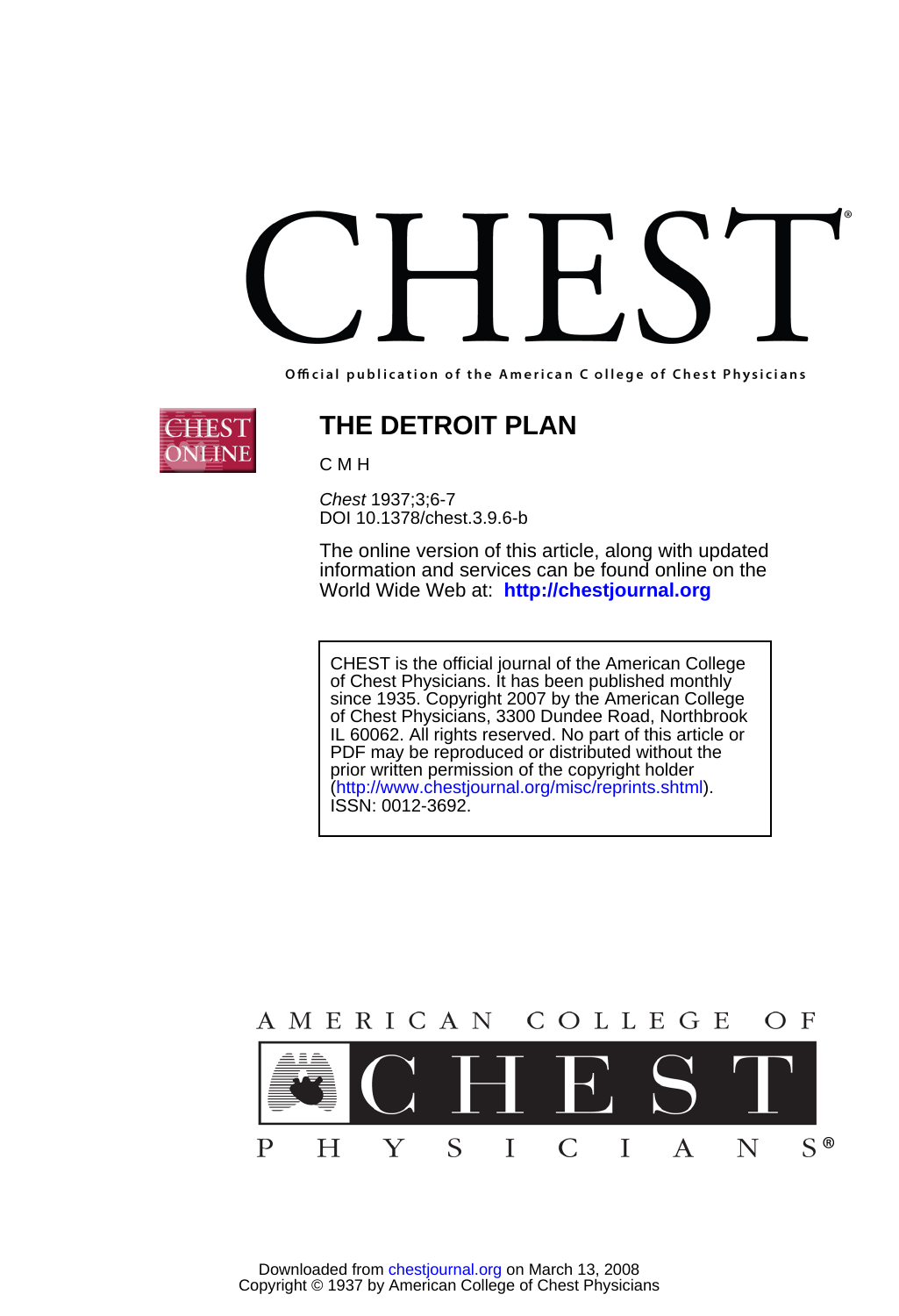# CHEST

**Official publication of the American College of Chest Physicians**

## THE DETROIT PLAN

C M H

*Chest* 1937;3;6-7
DOI 10.1378/chest.3.9.6-b

The online version of this article, along with updated information and services can be found online on the World Wide Web at: **http://chestjournal.org**

CHEST is the official journal of the American College of Chest Physicians. It has been published monthly since 1935. Copyright 2007 by the American College of Chest Physicians, 3300 Dundee Road, Northbrook IL 60062. All rights reserved. No part of this article or PDF may be reproduced or distributed without the prior written permission of the copyright holder (http://www.chestjournal.org/misc/reprints.shtml). ISSN: 0012-3692.

AMERICAN COLLEGE OF CHEST PHYSICIANS®

Downloaded from chestjournal.org on March 13, 2008
Copyright © 1937 by American College of Chest Physicians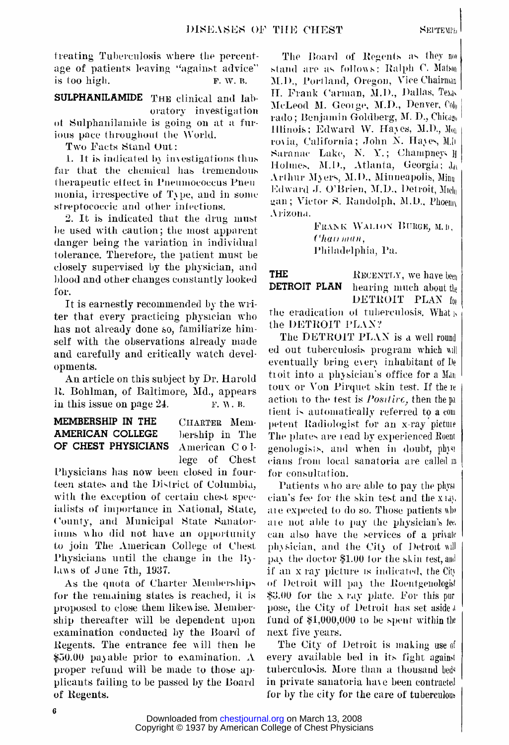treating Tuberculosis where the percentage of patients leaving "against advice" is too high. F. W. B.

**SULPHANILAMIDE** THE clinical and laboratory investigation of Sulphanilamide is going on at a furious pace throughout the World.

Two Facts Stand Out:

1. It is indicated by investigations thus far that the chemical has tremendous therapeutic effect in Pneumococcus Pneumonia, irrespective of Type, and in some streptococcic and other infections.

2. It is indicated that the drug must be used with caution; the most apparent danger being the variation in individual tolerance. Therefore, the patient must be closely supervised by the physician, and blood and other changes constantly looked for.

It is earnestly recommended by the writer that every practicing physician who has not already done so, familiarize himself with the observations already made and carefully and critically watch developments.

An article on this subject by Dr. Harold R. Bohlman, of Baltimore, Md., appears in this issue on page 24. F. W. B.

**MEMBERSHIP IN THE AMERICAN COLLEGE OF CHEST PHYSICIANS** CHARTER Membership in The American College of Chest Physicians has now been closed in fourteen states and the District of Columbia, with the exception of certain chest specialists of importance in National, State, County, and Municipal State Sanatoriums who did not have an opportunity to join The American College of Chest Physicians until the change in the By-laws of June 7th, 1937.

As the quota of Charter Memberships for the remaining states is reached, it is proposed to close them likewise. Membership thereafter will be dependent upon examination conducted by the Board of Regents. The entrance fee will then be $50.00 payable prior to examination. A proper refund will be made to those applicants failing to be passed by the Board of Regents.

The Board of Regents as they now stand are as follows: Ralph C. Matson, M.D., Portland, Oregon, Vice Chairman; H. Frank Carman, M.D., Dallas, Texas; McLeod M. George, M.D., Denver, Colorado; Benjamin Goldberg, M. D., Chicago, Illinois; Edward W. Hayes, M.D., Monrovia, California; John N. Hayes, M.D., Saranac Lake, N. Y.; Champneys H. Holmes, M.D., Atlanta, Georgia; Jay Arthur Myers, M.D., Minneapolis, Minn.; Edward J. O'Brien, M.D., Detroit, Michigan; Victor S. Randolph, M.D., Phoenix, Arizona.

FRANK WALTON BURGE, M.D.,
*Chairman*,
Philadelphia, Pa.

**THE DETROIT PLAN** RECENTLY, we have been hearing much about the DETROIT PLAN for the eradication of tuberculosis. What is the DETROIT PLAN?

The DETROIT PLAN is a well rounded out tuberculosis program which will eventually bring every inhabitant of Detroit into a physician's office for a Mantoux or Von Pirquet skin test. If the reaction to the test is *Positive*, then the patient is automatically referred to a competent Radiologist for an x-ray picture. The plates are read by experienced Roentgenologists, and when in doubt, physicians from local sanatoria are called in for consultation.

Patients who are able to pay the physician's fee for the skin test and the x-ray, are expected to do so. Those patients who are not able to pay the physician's fee, can also have the services of a private physician, and the City of Detroit will pay the doctor $1.00 for the skin test, and if an x-ray picture is indicated, the City of Detroit will pay the Roentgenologist $3.00 for the x-ray plate. For this purpose, the City of Detroit has set aside a fund of $1,000,000 to be spent within the next five years.

The City of Detroit is making use of every available bed in its fight against tuberculosis. More than a thousand beds in private sanatoria have been contracted for by the city for the care of tuberculous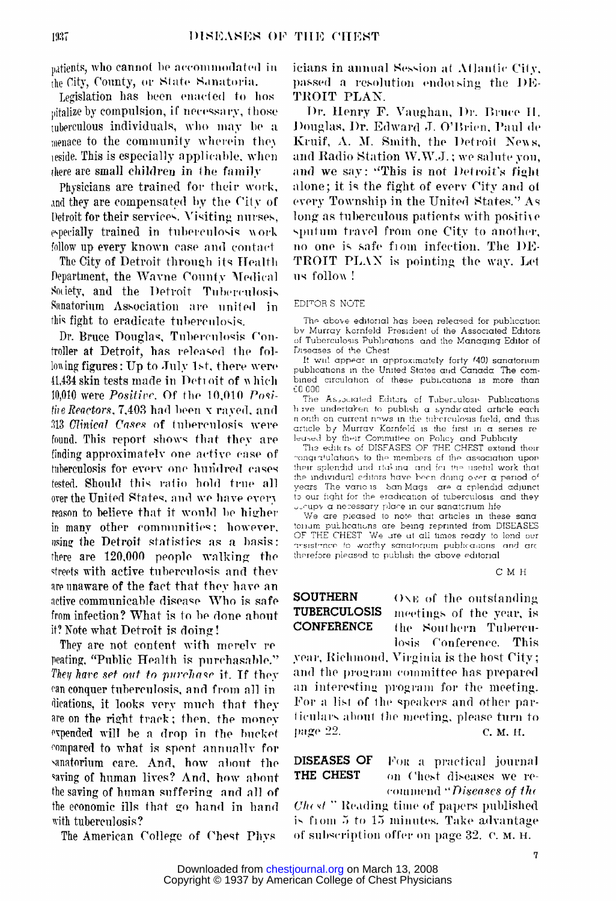patients, who cannot be accommodated in the City, County, or State Sanatoria.

Legislation has been enacted to hospitalize by compulsion, if necessary, those tuberculous individuals, who may be a menace to the community wherein they reside. This is especially applicable, when there are small children in the family

Physicians are trained for their work, and they are compensated by the City of Detroit for their services. Visiting nurses, especially trained in tuberculosis work follow up every known case and contact

The City of Detroit through its Health Department, the Wayne County Medical Society, and the Detroit Tuberculosis Sanatorium Association are united in this fight to eradicate tuberculosis.

Dr. Bruce Douglas, Tuberculosis Controller at Detroit, has released the following figures: Up to July 1st, there were 41,434 skin tests made in Detroit of which 10,010 were *Positive*. Of the 10,010 *Positive Reactors*, 7,403 had been x rayed, and 313 *Clinical Cases* of tuberculosis were found. This report shows that they are finding approximately one active case of tuberculosis for every one hundred cases tested. Should this ratio hold true all over the United States, and we have every reason to believe that it would be higher in many other communities; however, using the Detroit statistics as a basis: there are 120,000 people walking the streets with active tuberculosis and they are unaware of the fact that they have an active communicable disease Who is safe from infection? What is to be done about it? Note what Detroit is doing!

They are not content with merely repeating, "Public Health is purchasable." *They have set out to purchase it.* If they can conquer tuberculosis, and from all indications, it looks very much that they are on the right track; then, the money expended will be a drop in the bucket compared to what is spent annually for sanatorium care. And, how about the saving of human lives? And, how about the saving of human suffering and all of the economic ills that go hand in hand with tuberculosis?

The American College of Chest Physicians in annual Session at Atlantic City, passed a resolution endorsing the DETROIT PLAN.

Dr. Henry F. Vaughan, Dr. Bruce H. Douglas, Dr. Edward J. O'Brien, Paul de Kruif, A. M. Smith, the Detroit News, and Radio Station W.W.J.; we salute you, and we say: "This is not Detroit's fight alone; it is the fight of every City and of every Township in the United States." As long as tuberculous patients with positive sputum travel from one City to another, no one is safe from infection. The DETROIT PLAN is pointing the way. Let us follow!

EDITOR'S NOTE

The above editorial has been released for publication by Murray Kornfeld President of the Associated Editors of Tuberculosis Publications and the Managing Editor of Diseases of the Chest

It will appear in approximately forty (40) sanatorium publications in the United States and Canada The combined circulation of these publications is more than 50,000

The Associated Editors of Tuberculosis Publications have undertaken to publish a syndicated article each month on current news in the tuberculosis field, and this article by Murray Kornfeld is the first in a series released by their Committee on Policy and Publicity

The editors of DISEASES OF THE CHEST extend their congratulations to the members of the association upon their splendid undertaking and for the useful work that the individual editors have been doing over a period of years The various San Mags are a splendid adjunct to our fight for the eradication of tuberculosis and they occupy a necessary place in our sanatorium life

We are pleased to note that articles in these sanatorium publications are being reprinted from DISEASES OF THE CHEST We are at all times ready to lend our assistance to worthy sanatorium publications and are therefore pleased to publish the above editorial

C M H

**SOUTHERN TUBERCULOSIS CONFERENCE** One of the outstanding meetings of the year, is the Southern Tuberculosis Conference. This year, Richmond, Virginia is the host City; and the program committee has prepared an interesting program for the meeting. For a list of the speakers and other particulars about the meeting, please turn to page 22. C. M. H.

**DISEASES OF THE CHEST** For a practical journal on Chest diseases we recommend "*Diseases of the Chest*." Reading time of papers published is from 5 to 15 minutes. Take advantage of subscription offer on page 32. C. M. H.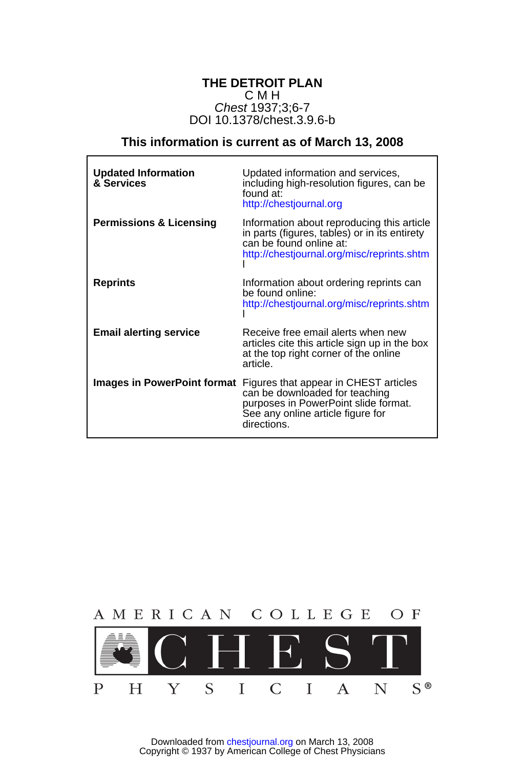# THE DETROIT PLAN

C M H

*Chest* 1937;3;6-7

DOI 10.1378/chest.3.9.6-b

## This information is current as of March 13, 2008

| | |
|---|---|
| **Updated Information & Services** | Updated information and services, including high-resolution figures, can be found at: http://chestjournal.org |
| **Permissions & Licensing** | Information about reproducing this article in parts (figures, tables) or in its entirety can be found online at: http://chestjournal.org/misc/reprints.shtml |
| **Reprints** | Information about ordering reprints can be found online: http://chestjournal.org/misc/reprints.shtml |
| **Email alerting service** | Receive free email alerts when new articles cite this article sign up in the box at the top right corner of the online article. |
| **Images in PowerPoint format** | Figures that appear in CHEST articles can be downloaded for teaching purposes in PowerPoint slide format. See any online article figure for directions. |

AMERICAN COLLEGE OF CHEST PHYSICIANS®

Downloaded from chestjournal.org on March 13, 2008
Copyright © 1937 by American College of Chest Physicians